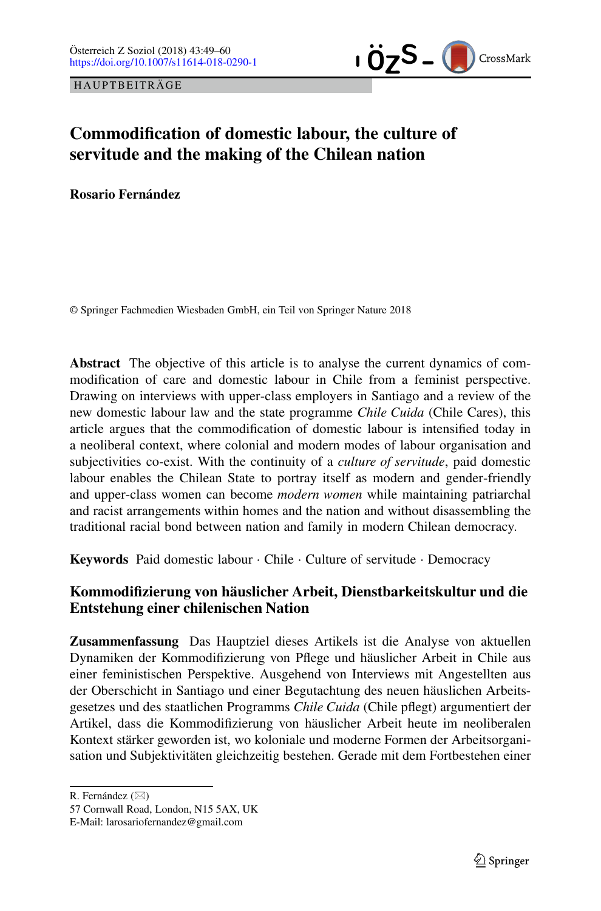HAUPTBEITRÄGE

# Commodification of domestic labour, the culture of servitude and the making of the Chilean nation

**Rosario Fernández**

© Springer Fachmedien Wiesbaden GmbH, ein Teil von Springer Nature 2018

**Abstract** The objective of this article is to analyse the current dynamics of commodification of care and domestic labour in Chile from a feminist perspective. Drawing on interviews with upper-class employers in Santiago and a review of the new domestic labour law and the state programme *Chile Cuida* (Chile Cares), this article argues that the commodification of domestic labour is intensified today in a neoliberal context, where colonial and modern modes of labour organisation and subjectivities co-exist. With the continuity of a *culture of servitude*, paid domestic labour enables the Chilean State to portray itself as modern and gender-friendly and upper-class women can become *modern women* while maintaining patriarchal and racist arrangements within homes and the nation and without disassembling the traditional racial bond between nation and family in modern Chilean democracy.

**Keywords** Paid domestic labour · Chile · Culture of servitude · Democracy

## Kommodifizierung von häuslicher Arbeit, Dienstbarkeitskultur und die Entstehung einer chilenischen Nation

**Zusammenfassung** Das Hauptziel dieses Artikels ist die Analyse von aktuellen Dynamiken der Kommodifizierung von Pflege und häuslicher Arbeit in Chile aus einer feministischen Perspektive. Ausgehend von Interviews mit Angestellten aus der Oberschicht in Santiago und einer Begutachtung des neuen häuslichen Arbeitsgesetzes und des staatlichen Programms *Chile Cuida* (Chile pflegt) argumentiert der Artikel, dass die Kommodifizierung von häuslicher Arbeit heute im neoliberalen Kontext stärker geworden ist, wo koloniale und moderne Formen der Arbeitsorganisation und Subjektivitäten gleichzeitig bestehen. Gerade mit dem Fortbestehen einer

R. Fernández (✉)
57 Cornwall Road, London, N15 5AX, UK
E-Mail: larosariofernandez@gmail.com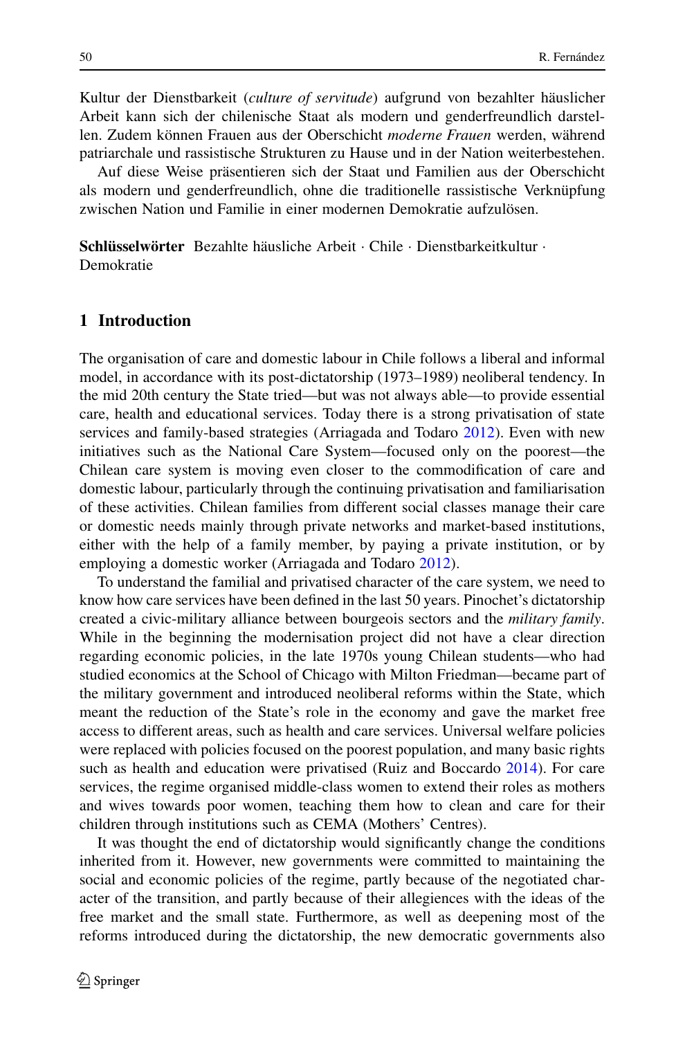Kultur der Dienstbarkeit (*culture of servitude*) aufgrund von bezahlter häuslicher Arbeit kann sich der chilenische Staat als modern und genderfreundlich darstellen. Zudem können Frauen aus der Oberschicht *moderne Frauen* werden, während patriarchale und rassistische Strukturen zu Hause und in der Nation weiterbestehen.

Auf diese Weise präsentieren sich der Staat und Familien aus der Oberschicht als modern und genderfreundlich, ohne die traditionelle rassistische Verknüpfung zwischen Nation und Familie in einer modernen Demokratie aufzulösen.

**Schlüsselwörter** Bezahlte häusliche Arbeit · Chile · Dienstbarkeitkultur · Demokratie

## 1 Introduction

The organisation of care and domestic labour in Chile follows a liberal and informal model, in accordance with its post-dictatorship (1973–1989) neoliberal tendency. In the mid 20th century the State tried—but was not always able—to provide essential care, health and educational services. Today there is a strong privatisation of state services and family-based strategies (Arriagada and Todaro 2012). Even with new initiatives such as the National Care System—focused only on the poorest—the Chilean care system is moving even closer to the commodification of care and domestic labour, particularly through the continuing privatisation and familiarisation of these activities. Chilean families from different social classes manage their care or domestic needs mainly through private networks and market-based institutions, either with the help of a family member, by paying a private institution, or by employing a domestic worker (Arriagada and Todaro 2012).

To understand the familial and privatised character of the care system, we need to know how care services have been defined in the last 50 years. Pinochet's dictatorship created a civic-military alliance between bourgeois sectors and the *military family*. While in the beginning the modernisation project did not have a clear direction regarding economic policies, in the late 1970s young Chilean students—who had studied economics at the School of Chicago with Milton Friedman—became part of the military government and introduced neoliberal reforms within the State, which meant the reduction of the State's role in the economy and gave the market free access to different areas, such as health and care services. Universal welfare policies were replaced with policies focused on the poorest population, and many basic rights such as health and education were privatised (Ruiz and Boccardo 2014). For care services, the regime organised middle-class women to extend their roles as mothers and wives towards poor women, teaching them how to clean and care for their children through institutions such as CEMA (Mothers' Centres).

It was thought the end of dictatorship would significantly change the conditions inherited from it. However, new governments were committed to maintaining the social and economic policies of the regime, partly because of the negotiated character of the transition, and partly because of their allegiences with the ideas of the free market and the small state. Furthermore, as well as deepening most of the reforms introduced during the dictatorship, the new democratic governments also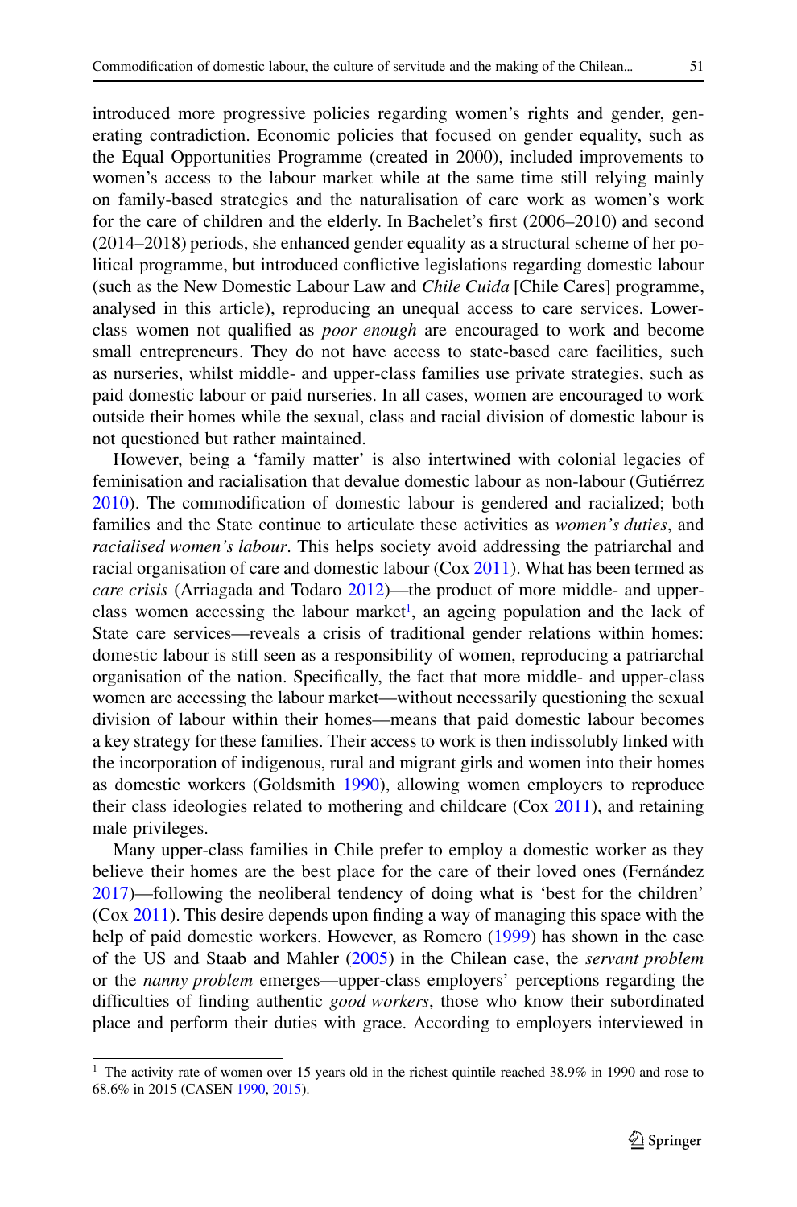introduced more progressive policies regarding women's rights and gender, generating contradiction. Economic policies that focused on gender equality, such as the Equal Opportunities Programme (created in 2000), included improvements to women's access to the labour market while at the same time still relying mainly on family-based strategies and the naturalisation of care work as women's work for the care of children and the elderly. In Bachelet's first (2006–2010) and second (2014–2018) periods, she enhanced gender equality as a structural scheme of her political programme, but introduced conflictive legislations regarding domestic labour (such as the New Domestic Labour Law and *Chile Cuida* [Chile Cares] programme, analysed in this article), reproducing an unequal access to care services. Lower-class women not qualified as *poor enough* are encouraged to work and become small entrepreneurs. They do not have access to state-based care facilities, such as nurseries, whilst middle- and upper-class families use private strategies, such as paid domestic labour or paid nurseries. In all cases, women are encouraged to work outside their homes while the sexual, class and racial division of domestic labour is not questioned but rather maintained.

However, being a 'family matter' is also intertwined with colonial legacies of feminisation and racialisation that devalue domestic labour as non-labour (Gutiérrez 2010). The commodification of domestic labour is gendered and racialized; both families and the State continue to articulate these activities as *women's duties*, and *racialised women's labour*. This helps society avoid addressing the patriarchal and racial organisation of care and domestic labour (Cox 2011). What has been termed as *care crisis* (Arriagada and Todaro 2012)—the product of more middle- and upper-class women accessing the labour market[1], an ageing population and the lack of State care services—reveals a crisis of traditional gender relations within homes: domestic labour is still seen as a responsibility of women, reproducing a patriarchal organisation of the nation. Specifically, the fact that more middle- and upper-class women are accessing the labour market—without necessarily questioning the sexual division of labour within their homes—means that paid domestic labour becomes a key strategy for these families. Their access to work is then indissolubly linked with the incorporation of indigenous, rural and migrant girls and women into their homes as domestic workers (Goldsmith 1990), allowing women employers to reproduce their class ideologies related to mothering and childcare (Cox 2011), and retaining male privileges.

Many upper-class families in Chile prefer to employ a domestic worker as they believe their homes are the best place for the care of their loved ones (Fernández 2017)—following the neoliberal tendency of doing what is 'best for the children' (Cox 2011). This desire depends upon finding a way of managing this space with the help of paid domestic workers. However, as Romero (1999) has shown in the case of the US and Staab and Mahler (2005) in the Chilean case, the *servant problem* or the *nanny problem* emerges—upper-class employers' perceptions regarding the difficulties of finding authentic *good workers*, those who know their subordinated place and perform their duties with grace. According to employers interviewed in

---

[1] The activity rate of women over 15 years old in the richest quintile reached 38.9% in 1990 and rose to 68.6% in 2015 (CASEN 1990, 2015).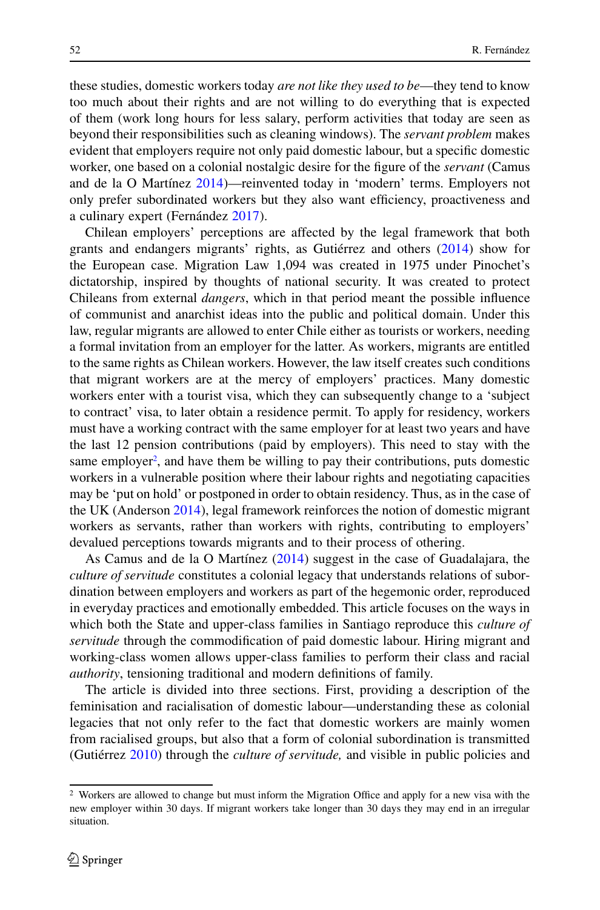these studies, domestic workers today *are not like they used to be*—they tend to know too much about their rights and are not willing to do everything that is expected of them (work long hours for less salary, perform activities that today are seen as beyond their responsibilities such as cleaning windows). The *servant problem* makes evident that employers require not only paid domestic labour, but a specific domestic worker, one based on a colonial nostalgic desire for the figure of the *servant* (Camus and de la O Martínez 2014)—reinvented today in 'modern' terms. Employers not only prefer subordinated workers but they also want efficiency, proactiveness and a culinary expert (Fernández 2017).

Chilean employers' perceptions are affected by the legal framework that both grants and endangers migrants' rights, as Gutiérrez and others (2014) show for the European case. Migration Law 1,094 was created in 1975 under Pinochet's dictatorship, inspired by thoughts of national security. It was created to protect Chileans from external *dangers*, which in that period meant the possible influence of communist and anarchist ideas into the public and political domain. Under this law, regular migrants are allowed to enter Chile either as tourists or workers, needing a formal invitation from an employer for the latter. As workers, migrants are entitled to the same rights as Chilean workers. However, the law itself creates such conditions that migrant workers are at the mercy of employers' practices. Many domestic workers enter with a tourist visa, which they can subsequently change to a 'subject to contract' visa, to later obtain a residence permit. To apply for residency, workers must have a working contract with the same employer for at least two years and have the last 12 pension contributions (paid by employers). This need to stay with the same employer[2], and have them be willing to pay their contributions, puts domestic workers in a vulnerable position where their labour rights and negotiating capacities may be 'put on hold' or postponed in order to obtain residency. Thus, as in the case of the UK (Anderson 2014), legal framework reinforces the notion of domestic migrant workers as servants, rather than workers with rights, contributing to employers' devalued perceptions towards migrants and to their process of othering.

As Camus and de la O Martínez (2014) suggest in the case of Guadalajara, the *culture of servitude* constitutes a colonial legacy that understands relations of subordination between employers and workers as part of the hegemonic order, reproduced in everyday practices and emotionally embedded. This article focuses on the ways in which both the State and upper-class families in Santiago reproduce this *culture of servitude* through the commodification of paid domestic labour. Hiring migrant and working-class women allows upper-class families to perform their class and racial *authority*, tensioning traditional and modern definitions of family.

The article is divided into three sections. First, providing a description of the feminisation and racialisation of domestic labour—understanding these as colonial legacies that not only refer to the fact that domestic workers are mainly women from racialised groups, but also that a form of colonial subordination is transmitted (Gutiérrez 2010) through the *culture of servitude,* and visible in public policies and

---

[2] Workers are allowed to change but must inform the Migration Office and apply for a new visa with the new employer within 30 days. If migrant workers take longer than 30 days they may end in an irregular situation.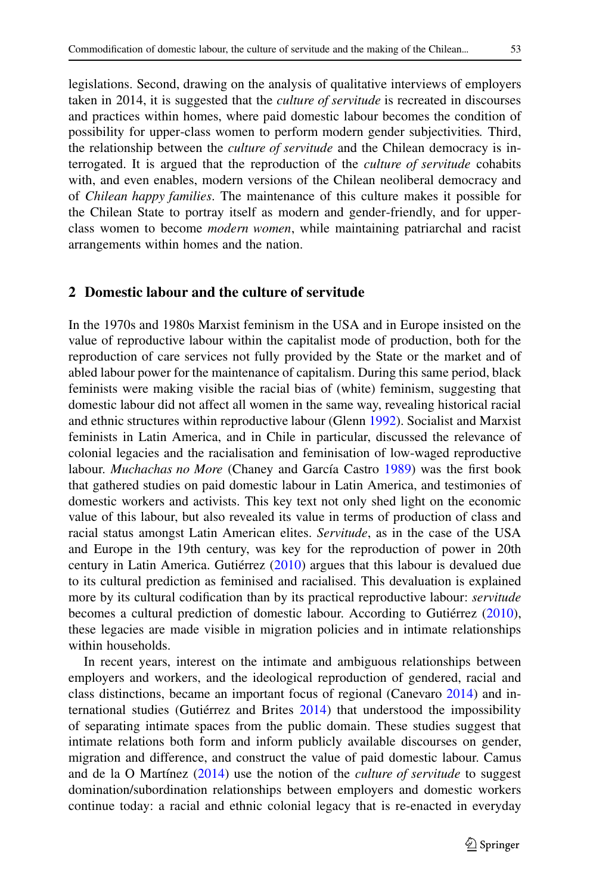legislations. Second, drawing on the analysis of qualitative interviews of employers taken in 2014, it is suggested that the *culture of servitude* is recreated in discourses and practices within homes, where paid domestic labour becomes the condition of possibility for upper-class women to perform modern gender subjectivities. Third, the relationship between the *culture of servitude* and the Chilean democracy is interrogated. It is argued that the reproduction of the *culture of servitude* cohabits with, and even enables, modern versions of the Chilean neoliberal democracy and of *Chilean happy families*. The maintenance of this culture makes it possible for the Chilean State to portray itself as modern and gender-friendly, and for upper-class women to become *modern women*, while maintaining patriarchal and racist arrangements within homes and the nation.

## 2 Domestic labour and the culture of servitude

In the 1970s and 1980s Marxist feminism in the USA and in Europe insisted on the value of reproductive labour within the capitalist mode of production, both for the reproduction of care services not fully provided by the State or the market and of abled labour power for the maintenance of capitalism. During this same period, black feminists were making visible the racial bias of (white) feminism, suggesting that domestic labour did not affect all women in the same way, revealing historical racial and ethnic structures within reproductive labour (Glenn 1992). Socialist and Marxist feminists in Latin America, and in Chile in particular, discussed the relevance of colonial legacies and the racialisation and feminisation of low-waged reproductive labour. *Muchachas no More* (Chaney and García Castro 1989) was the first book that gathered studies on paid domestic labour in Latin America, and testimonies of domestic workers and activists. This key text not only shed light on the economic value of this labour, but also revealed its value in terms of production of class and racial status amongst Latin American elites. *Servitude*, as in the case of the USA and Europe in the 19th century, was key for the reproduction of power in 20th century in Latin America. Gutiérrez (2010) argues that this labour is devalued due to its cultural prediction as feminised and racialised. This devaluation is explained more by its cultural codification than by its practical reproductive labour: *servitude* becomes a cultural prediction of domestic labour. According to Gutiérrez (2010), these legacies are made visible in migration policies and in intimate relationships within households.

In recent years, interest on the intimate and ambiguous relationships between employers and workers, and the ideological reproduction of gendered, racial and class distinctions, became an important focus of regional (Canevaro 2014) and international studies (Gutiérrez and Brites 2014) that understood the impossibility of separating intimate spaces from the public domain. These studies suggest that intimate relations both form and inform publicly available discourses on gender, migration and difference, and construct the value of paid domestic labour. Camus and de la O Martínez (2014) use the notion of the *culture of servitude* to suggest domination/subordination relationships between employers and domestic workers continue today: a racial and ethnic colonial legacy that is re-enacted in everyday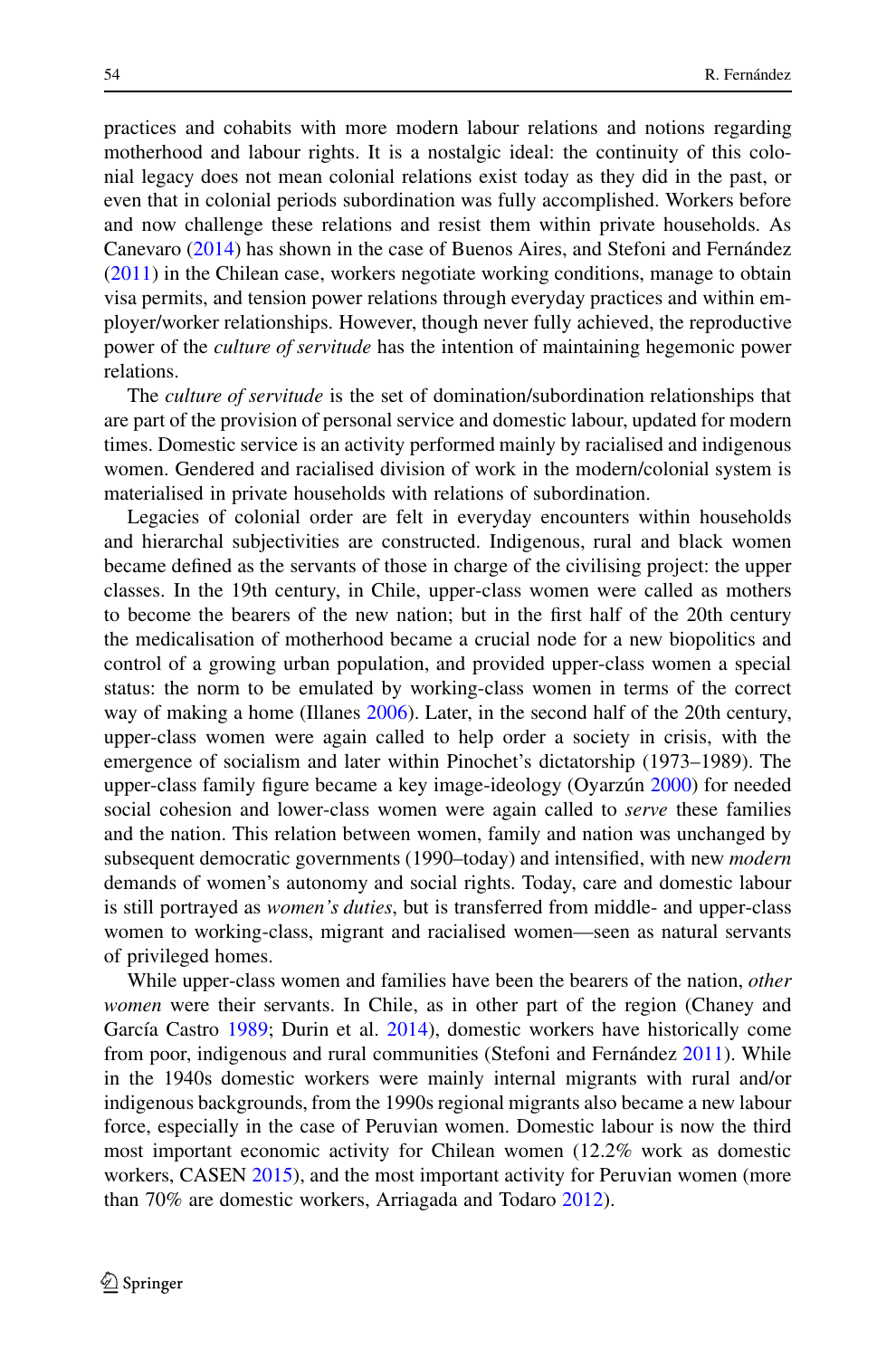practices and cohabits with more modern labour relations and notions regarding motherhood and labour rights. It is a nostalgic ideal: the continuity of this colonial legacy does not mean colonial relations exist today as they did in the past, or even that in colonial periods subordination was fully accomplished. Workers before and now challenge these relations and resist them within private households. As Canevaro (2014) has shown in the case of Buenos Aires, and Stefoni and Fernández (2011) in the Chilean case, workers negotiate working conditions, manage to obtain visa permits, and tension power relations through everyday practices and within employer/worker relationships. However, though never fully achieved, the reproductive power of the *culture of servitude* has the intention of maintaining hegemonic power relations.

The *culture of servitude* is the set of domination/subordination relationships that are part of the provision of personal service and domestic labour, updated for modern times. Domestic service is an activity performed mainly by racialised and indigenous women. Gendered and racialised division of work in the modern/colonial system is materialised in private households with relations of subordination.

Legacies of colonial order are felt in everyday encounters within households and hierarchal subjectivities are constructed. Indigenous, rural and black women became defined as the servants of those in charge of the civilising project: the upper classes. In the 19th century, in Chile, upper-class women were called as mothers to become the bearers of the new nation; but in the first half of the 20th century the medicalisation of motherhood became a crucial node for a new biopolitics and control of a growing urban population, and provided upper-class women a special status: the norm to be emulated by working-class women in terms of the correct way of making a home (Illanes 2006). Later, in the second half of the 20th century, upper-class women were again called to help order a society in crisis, with the emergence of socialism and later within Pinochet's dictatorship (1973–1989). The upper-class family figure became a key image-ideology (Oyarzún 2000) for needed social cohesion and lower-class women were again called to *serve* these families and the nation. This relation between women, family and nation was unchanged by subsequent democratic governments (1990–today) and intensified, with new *modern* demands of women's autonomy and social rights. Today, care and domestic labour is still portrayed as *women's duties*, but is transferred from middle- and upper-class women to working-class, migrant and racialised women—seen as natural servants of privileged homes.

While upper-class women and families have been the bearers of the nation, *other women* were their servants. In Chile, as in other part of the region (Chaney and García Castro 1989; Durin et al. 2014), domestic workers have historically come from poor, indigenous and rural communities (Stefoni and Fernández 2011). While in the 1940s domestic workers were mainly internal migrants with rural and/or indigenous backgrounds, from the 1990s regional migrants also became a new labour force, especially in the case of Peruvian women. Domestic labour is now the third most important economic activity for Chilean women (12.2% work as domestic workers, CASEN 2015), and the most important activity for Peruvian women (more than 70% are domestic workers, Arriagada and Todaro 2012).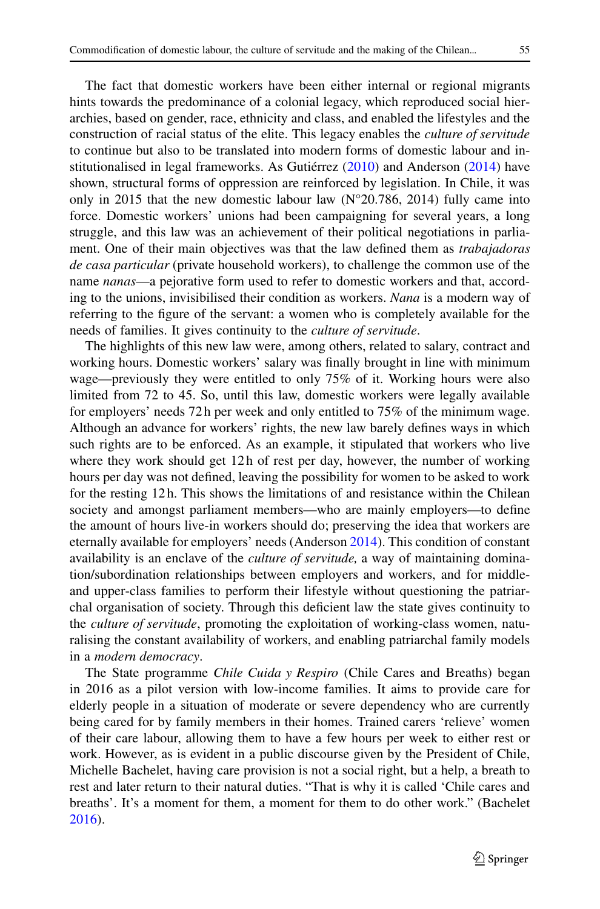The fact that domestic workers have been either internal or regional migrants hints towards the predominance of a colonial legacy, which reproduced social hierarchies, based on gender, race, ethnicity and class, and enabled the lifestyles and the construction of racial status of the elite. This legacy enables the *culture of servitude* to continue but also to be translated into modern forms of domestic labour and institutionalised in legal frameworks. As Gutiérrez (2010) and Anderson (2014) have shown, structural forms of oppression are reinforced by legislation. In Chile, it was only in 2015 that the new domestic labour law (N°20.786, 2014) fully came into force. Domestic workers' unions had been campaigning for several years, a long struggle, and this law was an achievement of their political negotiations in parliament. One of their main objectives was that the law defined them as *trabajadoras de casa particular* (private household workers), to challenge the common use of the name *nanas*—a pejorative form used to refer to domestic workers and that, according to the unions, invisibilised their condition as workers. *Nana* is a modern way of referring to the figure of the servant: a women who is completely available for the needs of families. It gives continuity to the *culture of servitude*.

The highlights of this new law were, among others, related to salary, contract and working hours. Domestic workers' salary was finally brought in line with minimum wage—previously they were entitled to only 75% of it. Working hours were also limited from 72 to 45. So, until this law, domestic workers were legally available for employers' needs 72 h per week and only entitled to 75% of the minimum wage. Although an advance for workers' rights, the new law barely defines ways in which such rights are to be enforced. As an example, it stipulated that workers who live where they work should get 12 h of rest per day, however, the number of working hours per day was not defined, leaving the possibility for women to be asked to work for the resting 12 h. This shows the limitations of and resistance within the Chilean society and amongst parliament members—who are mainly employers—to define the amount of hours live-in workers should do; preserving the idea that workers are eternally available for employers' needs (Anderson 2014). This condition of constant availability is an enclave of the *culture of servitude,* a way of maintaining domination/subordination relationships between employers and workers, and for middle- and upper-class families to perform their lifestyle without questioning the patriarchal organisation of society. Through this deficient law the state gives continuity to the *culture of servitude*, promoting the exploitation of working-class women, naturalising the constant availability of workers, and enabling patriarchal family models in a *modern democracy*.

The State programme *Chile Cuida y Respiro* (Chile Cares and Breaths) began in 2016 as a pilot version with low-income families. It aims to provide care for elderly people in a situation of moderate or severe dependency who are currently being cared for by family members in their homes. Trained carers 'relieve' women of their care labour, allowing them to have a few hours per week to either rest or work. However, as is evident in a public discourse given by the President of Chile, Michelle Bachelet, having care provision is not a social right, but a help, a breath to rest and later return to their natural duties. "That is why it is called 'Chile cares and breaths'. It's a moment for them, a moment for them to do other work." (Bachelet 2016).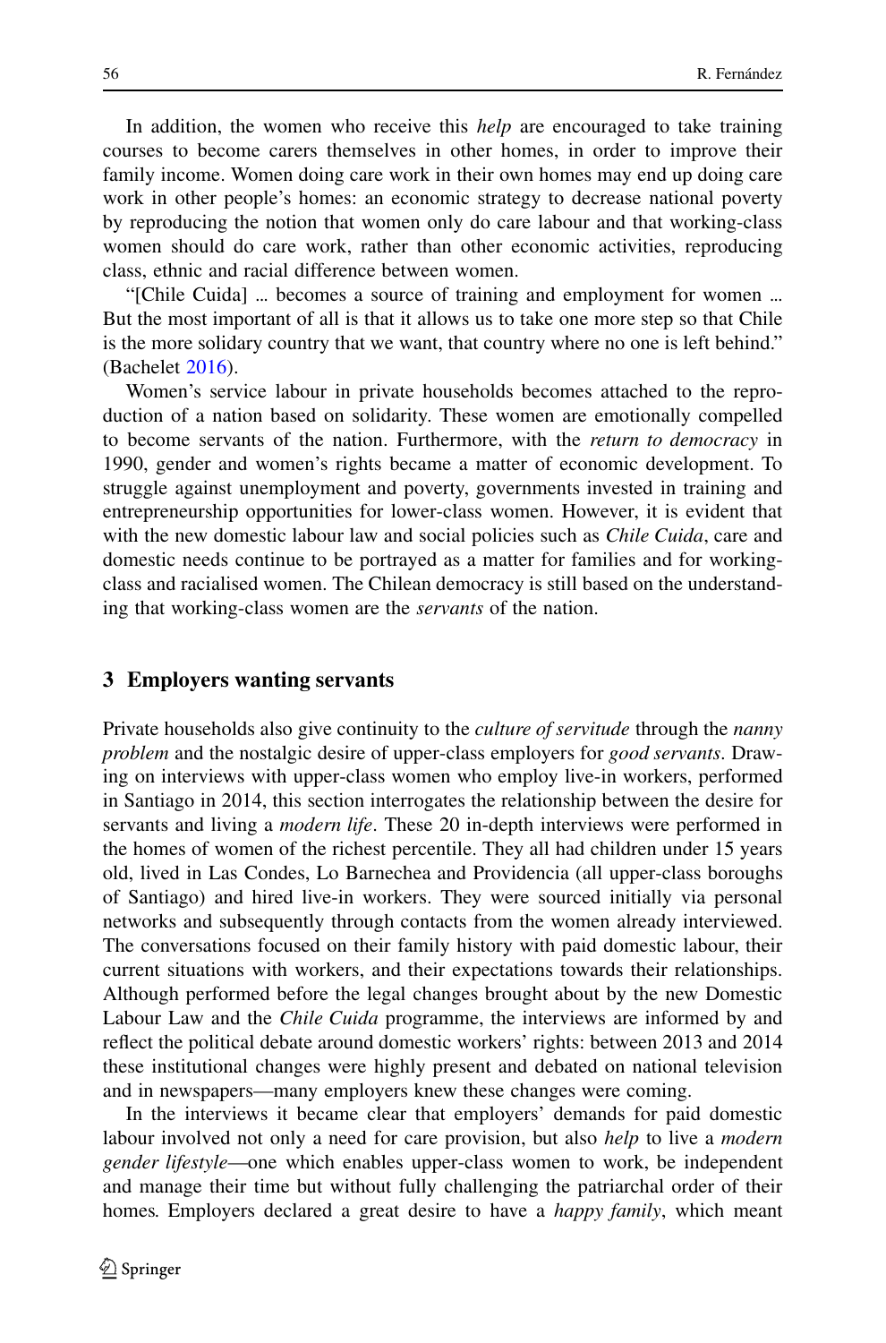In addition, the women who receive this *help* are encouraged to take training courses to become carers themselves in other homes, in order to improve their family income. Women doing care work in their own homes may end up doing care work in other people's homes: an economic strategy to decrease national poverty by reproducing the notion that women only do care labour and that working-class women should do care work, rather than other economic activities, reproducing class, ethnic and racial difference between women.

"[Chile Cuida] … becomes a source of training and employment for women … But the most important of all is that it allows us to take one more step so that Chile is the more solidary country that we want, that country where no one is left behind." (Bachelet 2016).

Women's service labour in private households becomes attached to the reproduction of a nation based on solidarity. These women are emotionally compelled to become servants of the nation. Furthermore, with the *return to democracy* in 1990, gender and women's rights became a matter of economic development. To struggle against unemployment and poverty, governments invested in training and entrepreneurship opportunities for lower-class women. However, it is evident that with the new domestic labour law and social policies such as *Chile Cuida*, care and domestic needs continue to be portrayed as a matter for families and for working-class and racialised women. The Chilean democracy is still based on the understanding that working-class women are the *servants* of the nation.

## 3 Employers wanting servants

Private households also give continuity to the *culture of servitude* through the *nanny problem* and the nostalgic desire of upper-class employers for *good servants*. Drawing on interviews with upper-class women who employ live-in workers, performed in Santiago in 2014, this section interrogates the relationship between the desire for servants and living a *modern life*. These 20 in-depth interviews were performed in the homes of women of the richest percentile. They all had children under 15 years old, lived in Las Condes, Lo Barnechea and Providencia (all upper-class boroughs of Santiago) and hired live-in workers. They were sourced initially via personal networks and subsequently through contacts from the women already interviewed. The conversations focused on their family history with paid domestic labour, their current situations with workers, and their expectations towards their relationships. Although performed before the legal changes brought about by the new Domestic Labour Law and the *Chile Cuida* programme, the interviews are informed by and reflect the political debate around domestic workers' rights: between 2013 and 2014 these institutional changes were highly present and debated on national television and in newspapers—many employers knew these changes were coming.

In the interviews it became clear that employers' demands for paid domestic labour involved not only a need for care provision, but also *help* to live a *modern gender lifestyle*—one which enables upper-class women to work, be independent and manage their time but without fully challenging the patriarchal order of their homes. Employers declared a great desire to have a *happy family*, which meant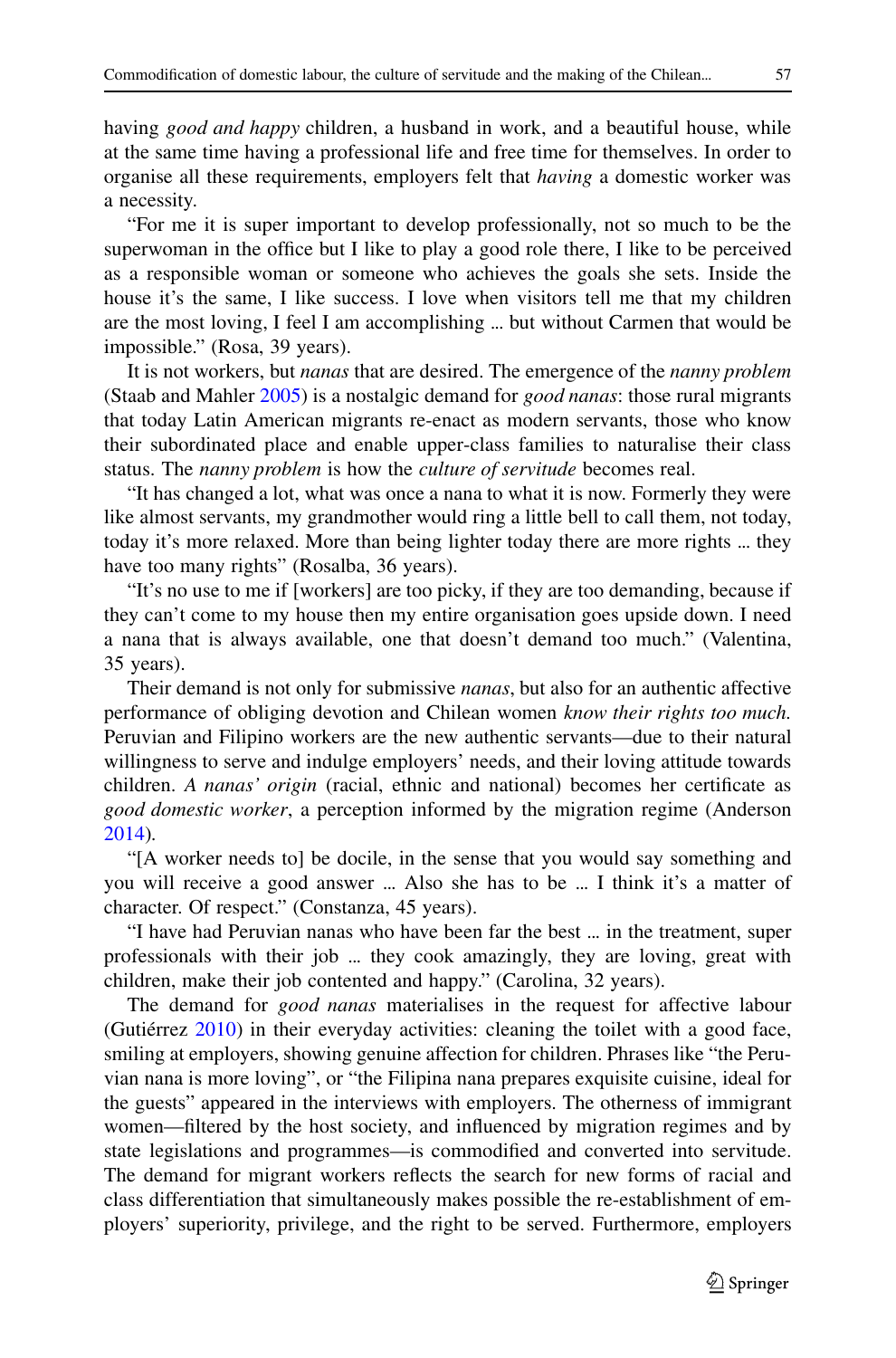having *good and happy* children, a husband in work, and a beautiful house, while at the same time having a professional life and free time for themselves. In order to organise all these requirements, employers felt that *having* a domestic worker was a necessity.

"For me it is super important to develop professionally, not so much to be the superwoman in the office but I like to play a good role there, I like to be perceived as a responsible woman or someone who achieves the goals she sets. Inside the house it's the same, I like success. I love when visitors tell me that my children are the most loving, I feel I am accomplishing … but without Carmen that would be impossible." (Rosa, 39 years).

It is not workers, but *nanas* that are desired. The emergence of the *nanny problem* (Staab and Mahler 2005) is a nostalgic demand for *good nanas*: those rural migrants that today Latin American migrants re-enact as modern servants, those who know their subordinated place and enable upper-class families to naturalise their class status. The *nanny problem* is how the *culture of servitude* becomes real.

"It has changed a lot, what was once a nana to what it is now. Formerly they were like almost servants, my grandmother would ring a little bell to call them, not today, today it's more relaxed. More than being lighter today there are more rights … they have too many rights" (Rosalba, 36 years).

"It's no use to me if [workers] are too picky, if they are too demanding, because if they can't come to my house then my entire organisation goes upside down. I need a nana that is always available, one that doesn't demand too much." (Valentina, 35 years).

Their demand is not only for submissive *nanas*, but also for an authentic affective performance of obliging devotion and Chilean women *know their rights too much.* Peruvian and Filipino workers are the new authentic servants—due to their natural willingness to serve and indulge employers' needs, and their loving attitude towards children. *A nanas' origin* (racial, ethnic and national) becomes her certificate as *good domestic worker*, a perception informed by the migration regime (Anderson 2014).

"[A worker needs to] be docile, in the sense that you would say something and you will receive a good answer … Also she has to be … I think it's a matter of character. Of respect." (Constanza, 45 years).

"I have had Peruvian nanas who have been far the best … in the treatment, super professionals with their job … they cook amazingly, they are loving, great with children, make their job contented and happy." (Carolina, 32 years).

The demand for *good nanas* materialises in the request for affective labour (Gutiérrez 2010) in their everyday activities: cleaning the toilet with a good face, smiling at employers, showing genuine affection for children. Phrases like "the Peruvian nana is more loving", or "the Filipina nana prepares exquisite cuisine, ideal for the guests" appeared in the interviews with employers. The otherness of immigrant women—filtered by the host society, and influenced by migration regimes and by state legislations and programmes—is commodified and converted into servitude. The demand for migrant workers reflects the search for new forms of racial and class differentiation that simultaneously makes possible the re-establishment of employers' superiority, privilege, and the right to be served. Furthermore, employers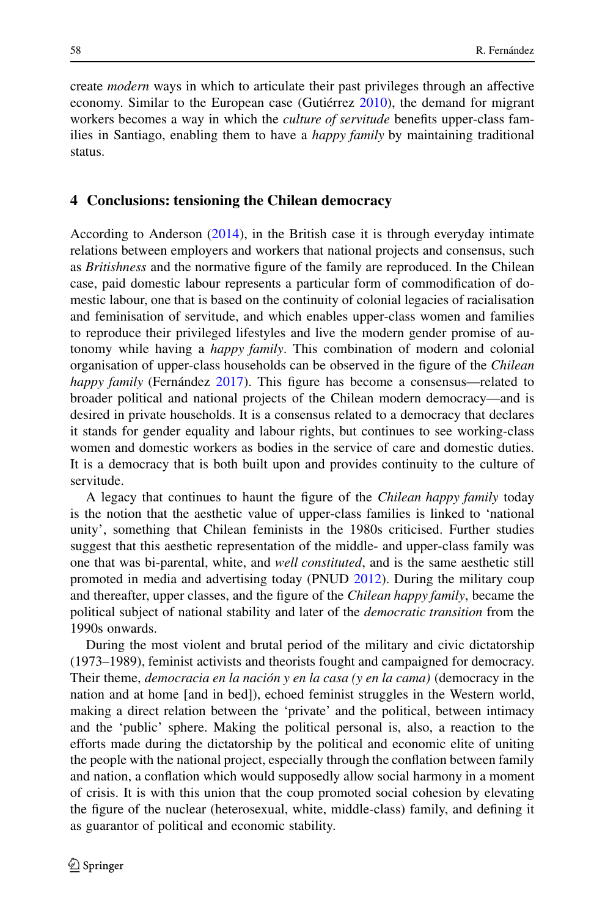create *modern* ways in which to articulate their past privileges through an affective economy. Similar to the European case (Gutiérrez 2010), the demand for migrant workers becomes a way in which the *culture of servitude* benefits upper-class families in Santiago, enabling them to have a *happy family* by maintaining traditional status.

## 4 Conclusions: tensioning the Chilean democracy

According to Anderson (2014), in the British case it is through everyday intimate relations between employers and workers that national projects and consensus, such as *Britishness* and the normative figure of the family are reproduced. In the Chilean case, paid domestic labour represents a particular form of commodification of domestic labour, one that is based on the continuity of colonial legacies of racialisation and feminisation of servitude, and which enables upper-class women and families to reproduce their privileged lifestyles and live the modern gender promise of autonomy while having a *happy family*. This combination of modern and colonial organisation of upper-class households can be observed in the figure of the *Chilean happy family* (Fernández 2017). This figure has become a consensus—related to broader political and national projects of the Chilean modern democracy—and is desired in private households. It is a consensus related to a democracy that declares it stands for gender equality and labour rights, but continues to see working-class women and domestic workers as bodies in the service of care and domestic duties. It is a democracy that is both built upon and provides continuity to the culture of servitude.

A legacy that continues to haunt the figure of the *Chilean happy family* today is the notion that the aesthetic value of upper-class families is linked to 'national unity', something that Chilean feminists in the 1980s criticised. Further studies suggest that this aesthetic representation of the middle- and upper-class family was one that was bi-parental, white, and *well constituted*, and is the same aesthetic still promoted in media and advertising today (PNUD 2012). During the military coup and thereafter, upper classes, and the figure of the *Chilean happy family*, became the political subject of national stability and later of the *democratic transition* from the 1990s onwards.

During the most violent and brutal period of the military and civic dictatorship (1973–1989), feminist activists and theorists fought and campaigned for democracy. Their theme, *democracia en la nación y en la casa (y en la cama)* (democracy in the nation and at home [and in bed]), echoed feminist struggles in the Western world, making a direct relation between the 'private' and the political, between intimacy and the 'public' sphere. Making the political personal is, also, a reaction to the efforts made during the dictatorship by the political and economic elite of uniting the people with the national project, especially through the conflation between family and nation, a conflation which would supposedly allow social harmony in a moment of crisis. It is with this union that the coup promoted social cohesion by elevating the figure of the nuclear (heterosexual, white, middle-class) family, and defining it as guarantor of political and economic stability.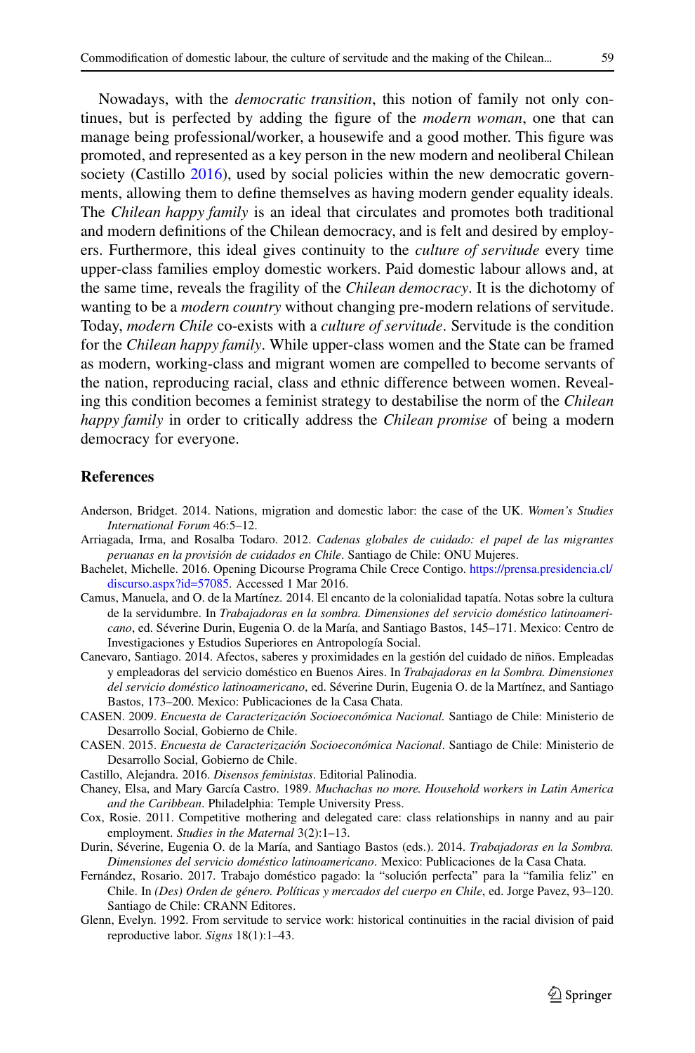Nowadays, with the *democratic transition*, this notion of family not only continues, but is perfected by adding the figure of the *modern woman*, one that can manage being professional/worker, a housewife and a good mother. This figure was promoted, and represented as a key person in the new modern and neoliberal Chilean society (Castillo 2016), used by social policies within the new democratic governments, allowing them to define themselves as having modern gender equality ideals. The *Chilean happy family* is an ideal that circulates and promotes both traditional and modern definitions of the Chilean democracy, and is felt and desired by employers. Furthermore, this ideal gives continuity to the *culture of servitude* every time upper-class families employ domestic workers. Paid domestic labour allows and, at the same time, reveals the fragility of the *Chilean democracy*. It is the dichotomy of wanting to be a *modern country* without changing pre-modern relations of servitude. Today, *modern Chile* co-exists with a *culture of servitude*. Servitude is the condition for the *Chilean happy family*. While upper-class women and the State can be framed as modern, working-class and migrant women are compelled to become servants of the nation, reproducing racial, class and ethnic difference between women. Revealing this condition becomes a feminist strategy to destabilise the norm of the *Chilean happy family* in order to critically address the *Chilean promise* of being a modern democracy for everyone.

## References

Anderson, Bridget. 2014. Nations, migration and domestic labor: the case of the UK. *Women's Studies International Forum* 46:5–12.

Arriagada, Irma, and Rosalba Todaro. 2012. *Cadenas globales de cuidado: el papel de las migrantes peruanas en la provisión de cuidados en Chile*. Santiago de Chile: ONU Mujeres.

Bachelet, Michelle. 2016. Opening Dicourse Programa Chile Crece Contigo. https://prensa.presidencia.cl/discurso.aspx?id=57085. Accessed 1 Mar 2016.

Camus, Manuela, and O. de la Martínez. 2014. El encanto de la colonialidad tapatía. Notas sobre la cultura de la servidumbre. In *Trabajadoras en la sombra. Dimensiones del servicio doméstico latinoamericano*, ed. Séverine Durin, Eugenia O. de la María, and Santiago Bastos, 145–171. Mexico: Centro de Investigaciones y Estudios Superiores en Antropología Social.

Canevaro, Santiago. 2014. Afectos, saberes y proximidades en la gestión del cuidado de niños. Empleadas y empleadoras del servicio doméstico en Buenos Aires. In *Trabajadoras en la Sombra. Dimensiones del servicio doméstico latinoamericano*, ed. Séverine Durin, Eugenia O. de la Martínez, and Santiago Bastos, 173–200. Mexico: Publicaciones de la Casa Chata.

CASEN. 2009. *Encuesta de Caracterización Socioeconómica Nacional.* Santiago de Chile: Ministerio de Desarrollo Social, Gobierno de Chile.

CASEN. 2015. *Encuesta de Caracterización Socioeconómica Nacional*. Santiago de Chile: Ministerio de Desarrollo Social, Gobierno de Chile.

Castillo, Alejandra. 2016. *Disensos feministas*. Editorial Palinodia.

Chaney, Elsa, and Mary García Castro. 1989. *Muchachas no more. Household workers in Latin America and the Caribbean*. Philadelphia: Temple University Press.

Cox, Rosie. 2011. Competitive mothering and delegated care: class relationships in nanny and au pair employment. *Studies in the Maternal* 3(2):1–13.

Durin, Séverine, Eugenia O. de la María, and Santiago Bastos (eds.). 2014. *Trabajadoras en la Sombra. Dimensiones del servicio doméstico latinoamericano*. Mexico: Publicaciones de la Casa Chata.

Fernández, Rosario. 2017. Trabajo doméstico pagado: la "solución perfecta" para la "familia feliz" en Chile. In *(Des) Orden de género. Políticas y mercados del cuerpo en Chile*, ed. Jorge Pavez, 93–120. Santiago de Chile: CRANN Editores.

Glenn, Evelyn. 1992. From servitude to service work: historical continuities in the racial division of paid reproductive labor. *Signs* 18(1):1–43.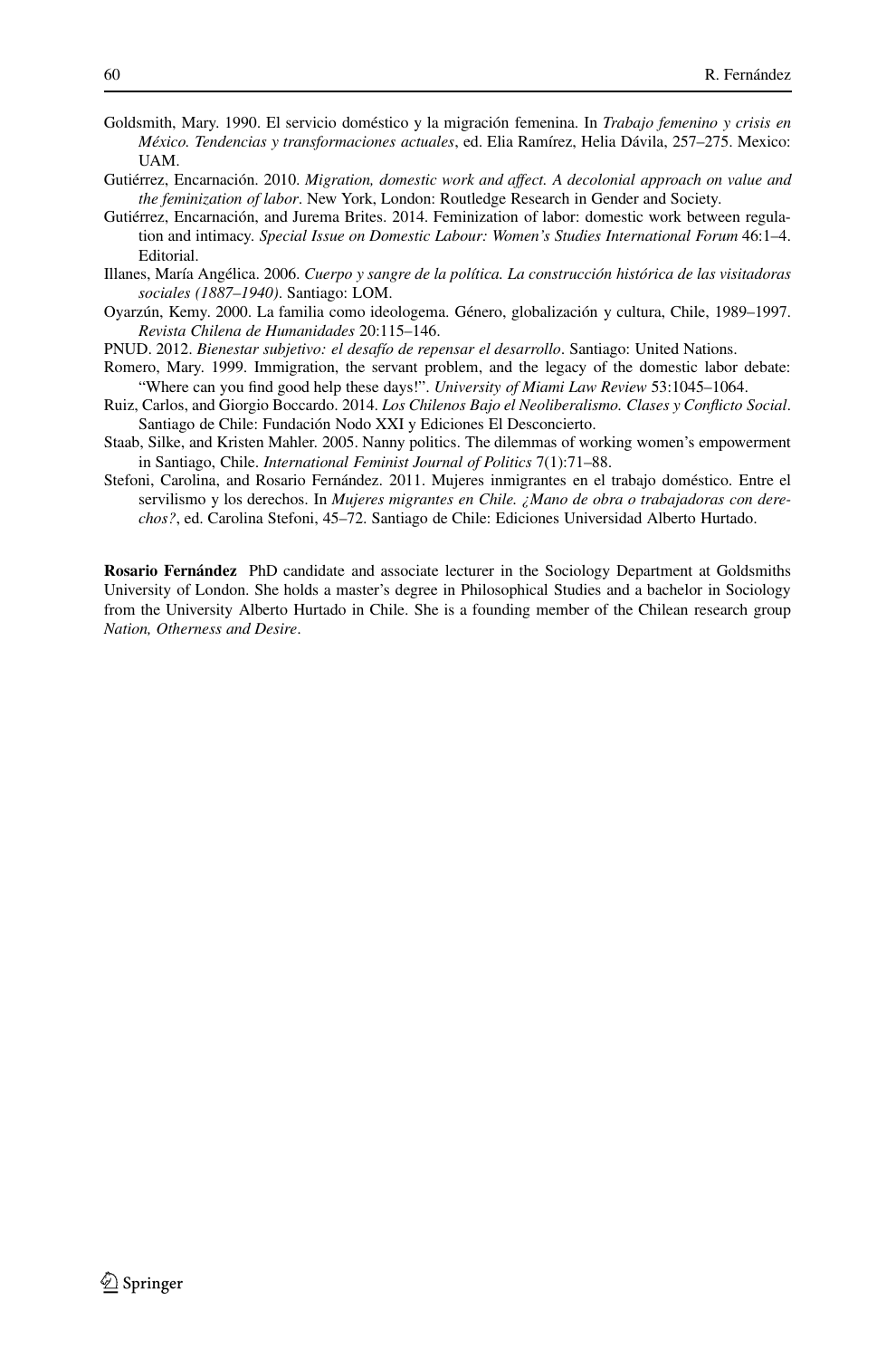Goldsmith, Mary. 1990. El servicio doméstico y la migración femenina. In *Trabajo femenino y crisis en México. Tendencias y transformaciones actuales*, ed. Elia Ramírez, Helia Dávila, 257–275. Mexico: UAM.

Gutiérrez, Encarnación. 2010. *Migration, domestic work and affect. A decolonial approach on value and the feminization of labor*. New York, London: Routledge Research in Gender and Society.

Gutiérrez, Encarnación, and Jurema Brites. 2014. Feminization of labor: domestic work between regulation and intimacy. *Special Issue on Domestic Labour: Women's Studies International Forum* 46:1–4. Editorial.

Illanes, María Angélica. 2006. *Cuerpo y sangre de la política. La construcción histórica de las visitadoras sociales (1887–1940)*. Santiago: LOM.

Oyarzún, Kemy. 2000. La familia como ideologema. Género, globalización y cultura, Chile, 1989–1997. *Revista Chilena de Humanidades* 20:115–146.

PNUD. 2012. *Bienestar subjetivo: el desafío de repensar el desarrollo*. Santiago: United Nations.

Romero, Mary. 1999. Immigration, the servant problem, and the legacy of the domestic labor debate: "Where can you find good help these days!". *University of Miami Law Review* 53:1045–1064.

Ruiz, Carlos, and Giorgio Boccardo. 2014. *Los Chilenos Bajo el Neoliberalismo. Clases y Conflicto Social*. Santiago de Chile: Fundación Nodo XXI y Ediciones El Desconcierto.

Staab, Silke, and Kristen Mahler. 2005. Nanny politics. The dilemmas of working women's empowerment in Santiago, Chile. *International Feminist Journal of Politics* 7(1):71–88.

Stefoni, Carolina, and Rosario Fernández. 2011. Mujeres inmigrantes en el trabajo doméstico. Entre el servilismo y los derechos. In *Mujeres migrantes en Chile. ¿Mano de obra o trabajadoras con derechos?*, ed. Carolina Stefoni, 45–72. Santiago de Chile: Ediciones Universidad Alberto Hurtado.

**Rosario Fernández** PhD candidate and associate lecturer in the Sociology Department at Goldsmiths University of London. She holds a master's degree in Philosophical Studies and a bachelor in Sociology from the University Alberto Hurtado in Chile. She is a founding member of the Chilean research group *Nation, Otherness and Desire*.